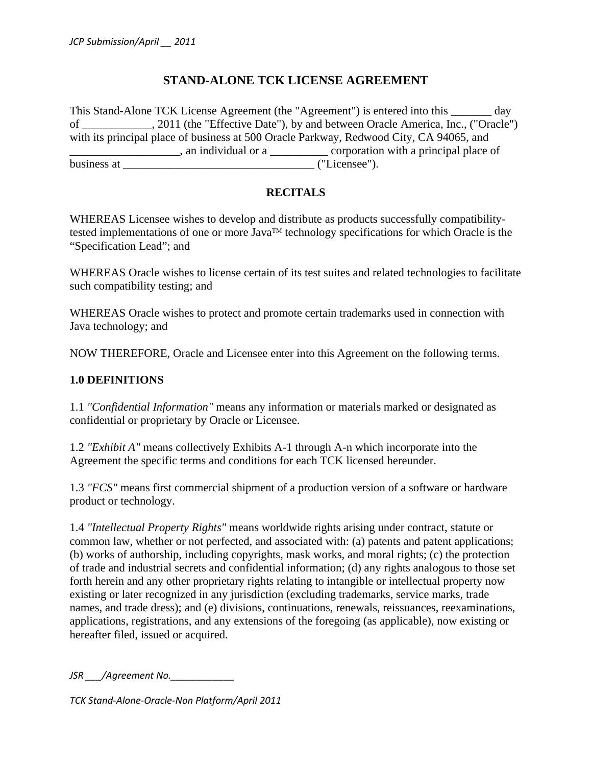# STAND-ALONE TCK LICENSE AGREEMENT

This Stand-Alone TCK License Agreement (the "Agreement") is entered into this _______ day of ____________, 2011 (the "Effective Date"), by and between Oracle America, Inc., ("Oracle") with its principal place of business at 500 Oracle Parkway, Redwood City, CA 94065, and ___________________, an individual or a __________ corporation with a principal place of business at ________________________________ ("Licensee").

## RECITALS

WHEREAS Licensee wishes to develop and distribute as products successfully compatibility-tested implementations of one or more Java™ technology specifications for which Oracle is the "Specification Lead"; and

WHEREAS Oracle wishes to license certain of its test suites and related technologies to facilitate such compatibility testing; and

WHEREAS Oracle wishes to protect and promote certain trademarks used in connection with Java technology; and

NOW THEREFORE, Oracle and Licensee enter into this Agreement on the following terms.

## 1.0 DEFINITIONS

1.1 *"Confidential Information"* means any information or materials marked or designated as confidential or proprietary by Oracle or Licensee.

1.2 *"Exhibit A"* means collectively Exhibits A-1 through A-n which incorporate into the Agreement the specific terms and conditions for each TCK licensed hereunder.

1.3 *"FCS"* means first commercial shipment of a production version of a software or hardware product or technology.

1.4 *"Intellectual Property Rights"* means worldwide rights arising under contract, statute or common law, whether or not perfected, and associated with: (a) patents and patent applications; (b) works of authorship, including copyrights, mask works, and moral rights; (c) the protection of trade and industrial secrets and confidential information; (d) any rights analogous to those set forth herein and any other proprietary rights relating to intangible or intellectual property now existing or later recognized in any jurisdiction (excluding trademarks, service marks, trade names, and trade dress); and (e) divisions, continuations, renewals, reissuances, reexaminations, applications, registrations, and any extensions of the foregoing (as applicable), now existing or hereafter filed, issued or acquired.

*JSR ___/Agreement No.____________*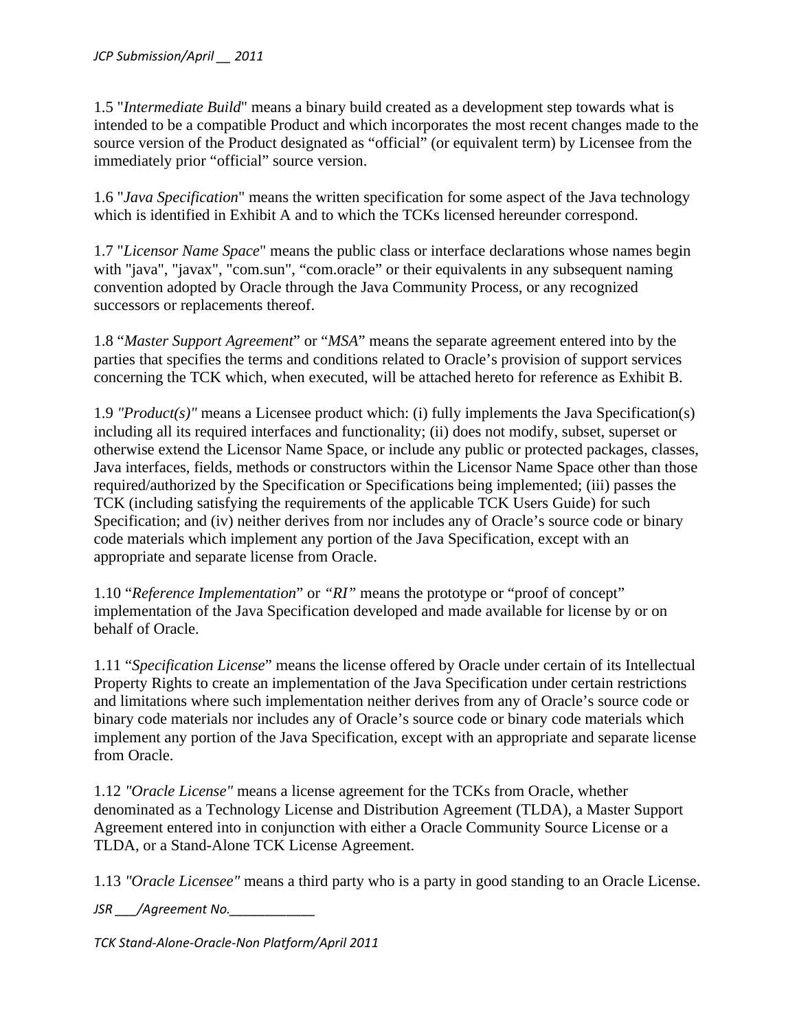1.5 "*Intermediate Build*" means a binary build created as a development step towards what is intended to be a compatible Product and which incorporates the most recent changes made to the source version of the Product designated as “official” (or equivalent term) by Licensee from the immediately prior “official” source version.

1.6 "*Java Specification*" means the written specification for some aspect of the Java technology which is identified in Exhibit A and to which the TCKs licensed hereunder correspond.

1.7 "*Licensor Name Space*" means the public class or interface declarations whose names begin with "java", "javax", "com.sun", “com.oracle” or their equivalents in any subsequent naming convention adopted by Oracle through the Java Community Process, or any recognized successors or replacements thereof.

1.8 “*Master Support Agreement*” or “*MSA*” means the separate agreement entered into by the parties that specifies the terms and conditions related to Oracle’s provision of support services concerning the TCK which, when executed, will be attached hereto for reference as Exhibit B.

1.9 *"Product(s)"* means a Licensee product which: (i) fully implements the Java Specification(s) including all its required interfaces and functionality; (ii) does not modify, subset, superset or otherwise extend the Licensor Name Space, or include any public or protected packages, classes, Java interfaces, fields, methods or constructors within the Licensor Name Space other than those required/authorized by the Specification or Specifications being implemented; (iii) passes the TCK (including satisfying the requirements of the applicable TCK Users Guide) for such Specification; and (iv) neither derives from nor includes any of Oracle’s source code or binary code materials which implement any portion of the Java Specification, except with an appropriate and separate license from Oracle.

1.10 “*Reference Implementation*” or *“RI”* means the prototype or “proof of concept” implementation of the Java Specification developed and made available for license by or on behalf of Oracle.

1.11 “*Specification License*” means the license offered by Oracle under certain of its Intellectual Property Rights to create an implementation of the Java Specification under certain restrictions and limitations where such implementation neither derives from any of Oracle’s source code or binary code materials nor includes any of Oracle’s source code or binary code materials which implement any portion of the Java Specification, except with an appropriate and separate license from Oracle.

1.12 *"Oracle License"* means a license agreement for the TCKs from Oracle, whether denominated as a Technology License and Distribution Agreement (TLDA), a Master Support Agreement entered into in conjunction with either a Oracle Community Source License or a TLDA, or a Stand-Alone TCK License Agreement.

1.13 *"Oracle Licensee"* means a third party who is a party in good standing to an Oracle License.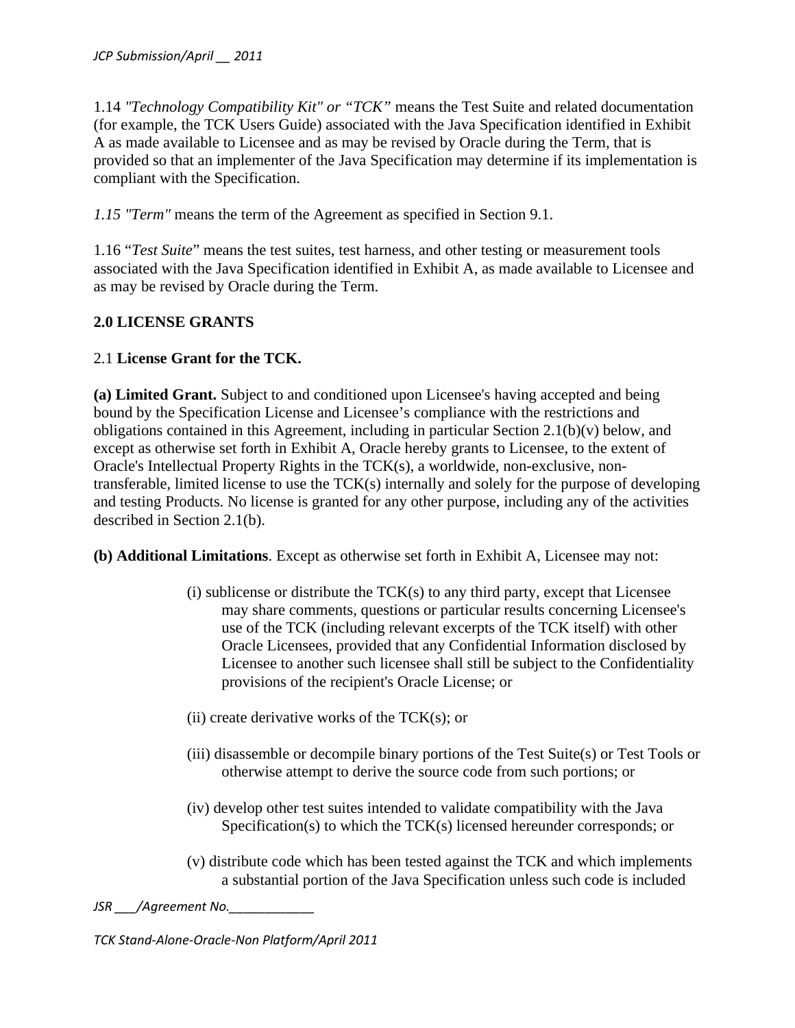1.14 *"Technology Compatibility Kit" or "TCK"* means the Test Suite and related documentation (for example, the TCK Users Guide) associated with the Java Specification identified in Exhibit A as made available to Licensee and as may be revised by Oracle during the Term, that is provided so that an implementer of the Java Specification may determine if its implementation is compliant with the Specification.

*1.15 "Term"* means the term of the Agreement as specified in Section 9.1.

1.16 "*Test Suite*" means the test suites, test harness, and other testing or measurement tools associated with the Java Specification identified in Exhibit A, as made available to Licensee and as may be revised by Oracle during the Term.

## 2.0 LICENSE GRANTS

### 2.1 **License Grant for the TCK.**

**(a) Limited Grant.** Subject to and conditioned upon Licensee's having accepted and being bound by the Specification License and Licensee's compliance with the restrictions and obligations contained in this Agreement, including in particular Section 2.1(b)(v) below, and except as otherwise set forth in Exhibit A, Oracle hereby grants to Licensee, to the extent of Oracle's Intellectual Property Rights in the TCK(s), a worldwide, non-exclusive, non-transferable, limited license to use the TCK(s) internally and solely for the purpose of developing and testing Products. No license is granted for any other purpose, including any of the activities described in Section 2.1(b).

**(b) Additional Limitations**. Except as otherwise set forth in Exhibit A, Licensee may not:

(i) sublicense or distribute the TCK(s) to any third party, except that Licensee may share comments, questions or particular results concerning Licensee's use of the TCK (including relevant excerpts of the TCK itself) with other Oracle Licensees, provided that any Confidential Information disclosed by Licensee to another such licensee shall still be subject to the Confidentiality provisions of the recipient's Oracle License; or

(ii) create derivative works of the TCK(s); or

(iii) disassemble or decompile binary portions of the Test Suite(s) or Test Tools or otherwise attempt to derive the source code from such portions; or

(iv) develop other test suites intended to validate compatibility with the Java Specification(s) to which the TCK(s) licensed hereunder corresponds; or

(v) distribute code which has been tested against the TCK and which implements a substantial portion of the Java Specification unless such code is included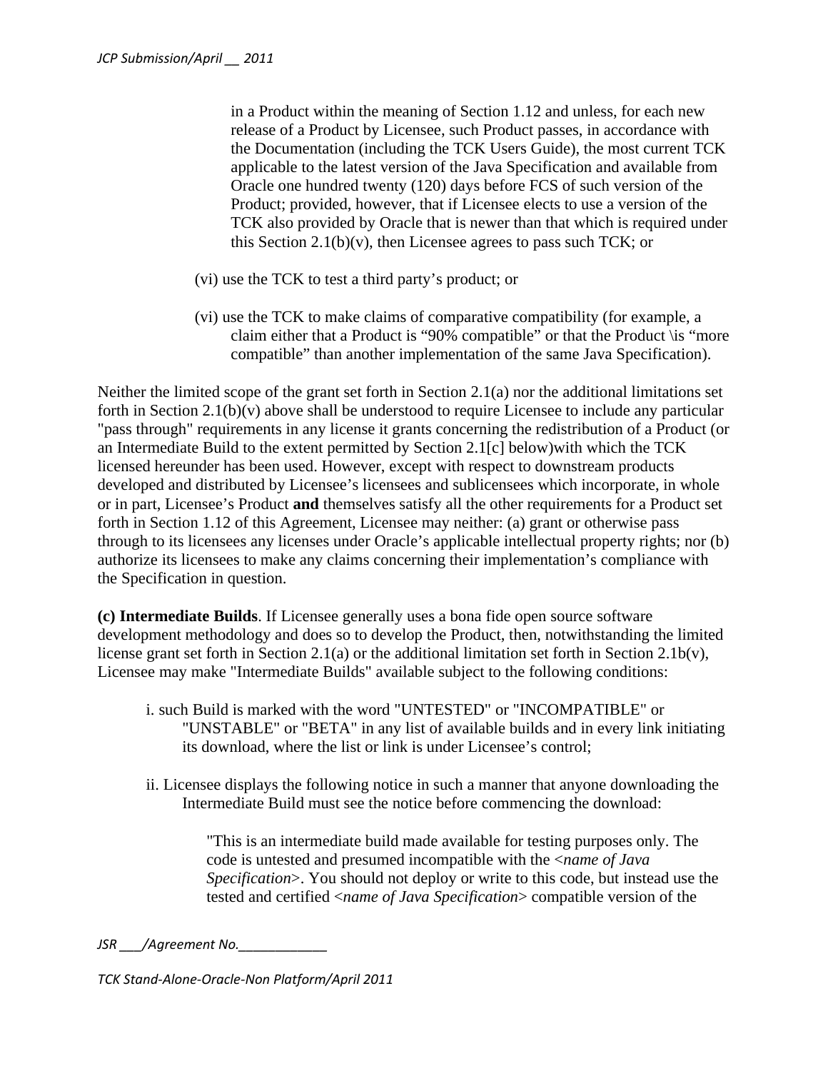in a Product within the meaning of Section 1.12 and unless, for each new release of a Product by Licensee, such Product passes, in accordance with the Documentation (including the TCK Users Guide), the most current TCK applicable to the latest version of the Java Specification and available from Oracle one hundred twenty (120) days before FCS of such version of the Product; provided, however, that if Licensee elects to use a version of the TCK also provided by Oracle that is newer than that which is required under this Section 2.1(b)(v), then Licensee agrees to pass such TCK; or

(vi) use the TCK to test a third party's product; or

(vi) use the TCK to make claims of comparative compatibility (for example, a claim either that a Product is "90% compatible" or that the Product \is "more compatible" than another implementation of the same Java Specification).

Neither the limited scope of the grant set forth in Section 2.1(a) nor the additional limitations set forth in Section 2.1(b)(v) above shall be understood to require Licensee to include any particular "pass through" requirements in any license it grants concerning the redistribution of a Product (or an Intermediate Build to the extent permitted by Section 2.1[c] below)with which the TCK licensed hereunder has been used. However, except with respect to downstream products developed and distributed by Licensee's licensees and sublicensees which incorporate, in whole or in part, Licensee's Product **and** themselves satisfy all the other requirements for a Product set forth in Section 1.12 of this Agreement, Licensee may neither: (a) grant or otherwise pass through to its licensees any licenses under Oracle's applicable intellectual property rights; nor (b) authorize its licensees to make any claims concerning their implementation's compliance with the Specification in question.

**(c) Intermediate Builds**. If Licensee generally uses a bona fide open source software development methodology and does so to develop the Product, then, notwithstanding the limited license grant set forth in Section 2.1(a) or the additional limitation set forth in Section 2.1b(v), Licensee may make "Intermediate Builds" available subject to the following conditions:

i. such Build is marked with the word "UNTESTED" or "INCOMPATIBLE" or "UNSTABLE" or "BETA" in any list of available builds and in every link initiating its download, where the list or link is under Licensee's control;

ii. Licensee displays the following notice in such a manner that anyone downloading the Intermediate Build must see the notice before commencing the download:

> "This is an intermediate build made available for testing purposes only. The code is untested and presumed incompatible with the <*name of Java Specification*>. You should not deploy or write to this code, but instead use the tested and certified <*name of Java Specification*> compatible version of the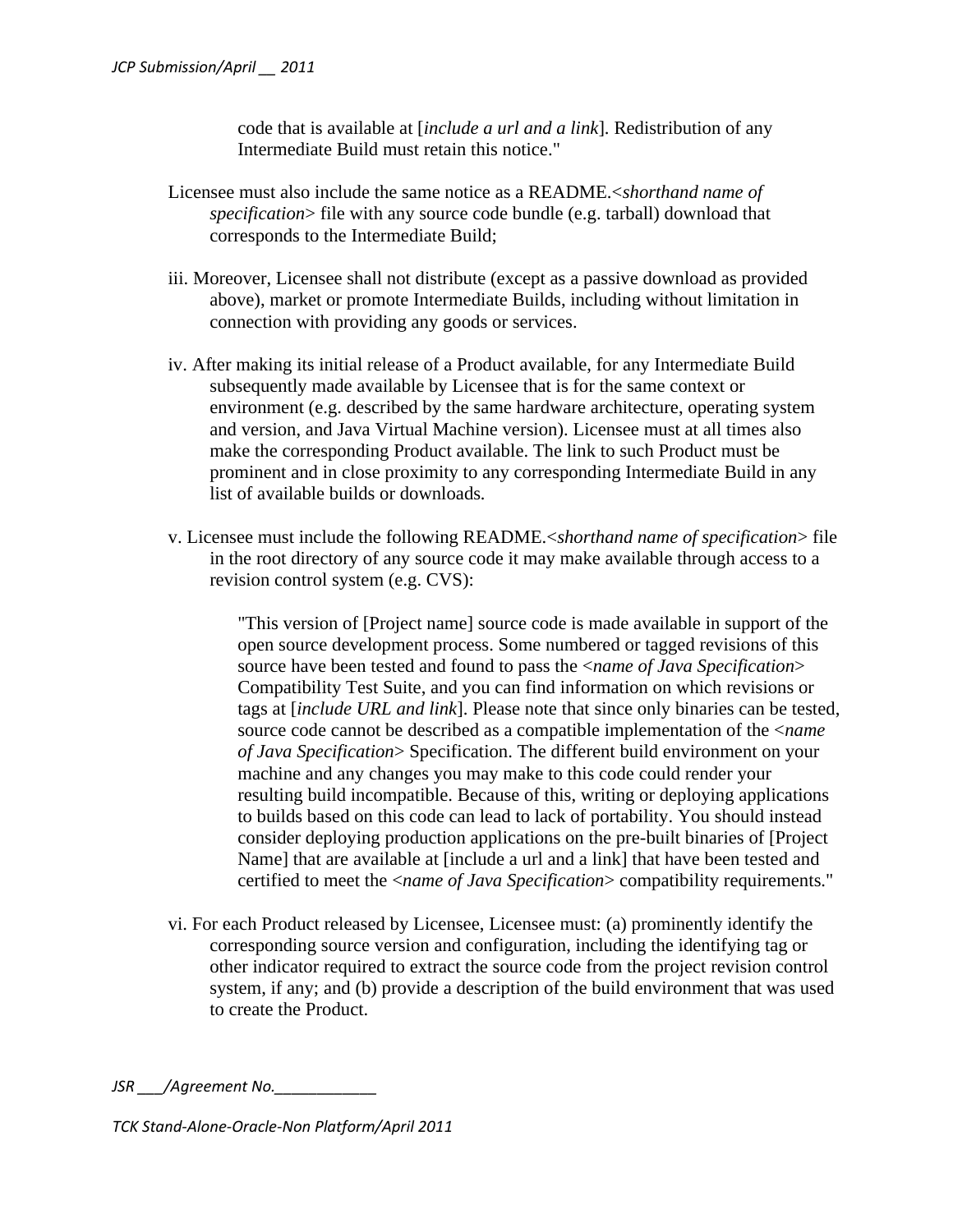code that is available at [*include a url and a link*]. Redistribution of any Intermediate Build must retain this notice."

Licensee must also include the same notice as a README.<*shorthand name of specification*> file with any source code bundle (e.g. tarball) download that corresponds to the Intermediate Build;

iii. Moreover, Licensee shall not distribute (except as a passive download as provided above), market or promote Intermediate Builds, including without limitation in connection with providing any goods or services.

iv. After making its initial release of a Product available, for any Intermediate Build subsequently made available by Licensee that is for the same context or environment (e.g. described by the same hardware architecture, operating system and version, and Java Virtual Machine version). Licensee must at all times also make the corresponding Product available. The link to such Product must be prominent and in close proximity to any corresponding Intermediate Build in any list of available builds or downloads.

v. Licensee must include the following README.<*shorthand name of specification*> file in the root directory of any source code it may make available through access to a revision control system (e.g. CVS):

> "This version of [Project name] source code is made available in support of the open source development process. Some numbered or tagged revisions of this source have been tested and found to pass the <*name of Java Specification*> Compatibility Test Suite, and you can find information on which revisions or tags at [*include URL and link*]. Please note that since only binaries can be tested, source code cannot be described as a compatible implementation of the <*name of Java Specification*> Specification. The different build environment on your machine and any changes you may make to this code could render your resulting build incompatible. Because of this, writing or deploying applications to builds based on this code can lead to lack of portability. You should instead consider deploying production applications on the pre-built binaries of [Project Name] that are available at [include a url and a link] that have been tested and certified to meet the <*name of Java Specification*> compatibility requirements."

vi. For each Product released by Licensee, Licensee must: (a) prominently identify the corresponding source version and configuration, including the identifying tag or other indicator required to extract the source code from the project revision control system, if any; and (b) provide a description of the build environment that was used to create the Product.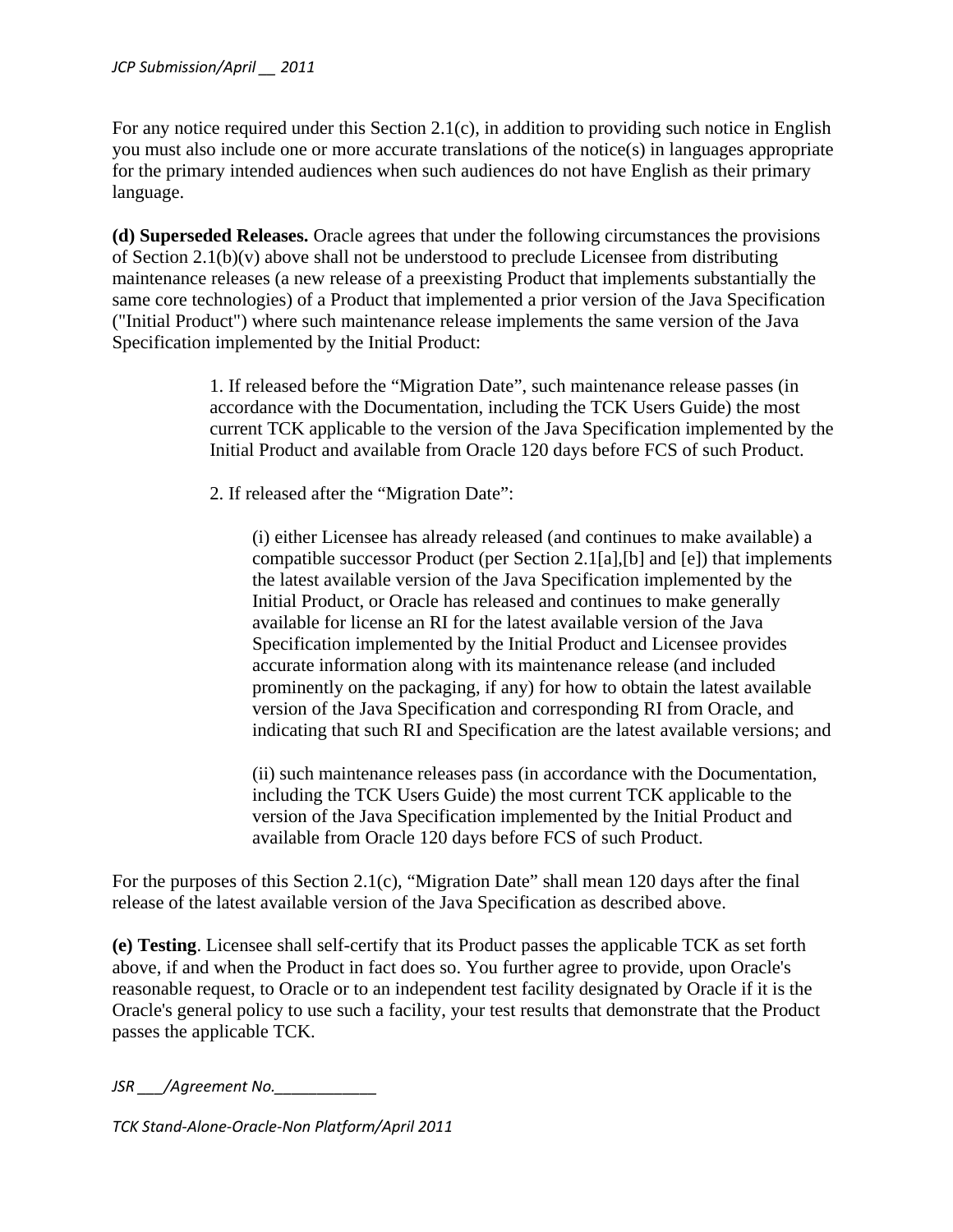For any notice required under this Section 2.1(c), in addition to providing such notice in English you must also include one or more accurate translations of the notice(s) in languages appropriate for the primary intended audiences when such audiences do not have English as their primary language.

**(d) Superseded Releases.** Oracle agrees that under the following circumstances the provisions of Section 2.1(b)(v) above shall not be understood to preclude Licensee from distributing maintenance releases (a new release of a preexisting Product that implements substantially the same core technologies) of a Product that implemented a prior version of the Java Specification ("Initial Product") where such maintenance release implements the same version of the Java Specification implemented by the Initial Product:

> 1. If released before the “Migration Date”, such maintenance release passes (in accordance with the Documentation, including the TCK Users Guide) the most current TCK applicable to the version of the Java Specification implemented by the Initial Product and available from Oracle 120 days before FCS of such Product.
>
> 2. If released after the “Migration Date”:
>
> > (i) either Licensee has already released (and continues to make available) a compatible successor Product (per Section 2.1[a],[b] and [e]) that implements the latest available version of the Java Specification implemented by the Initial Product, or Oracle has released and continues to make generally available for license an RI for the latest available version of the Java Specification implemented by the Initial Product and Licensee provides accurate information along with its maintenance release (and included prominently on the packaging, if any) for how to obtain the latest available version of the Java Specification and corresponding RI from Oracle, and indicating that such RI and Specification are the latest available versions; and
> >
> > (ii) such maintenance releases pass (in accordance with the Documentation, including the TCK Users Guide) the most current TCK applicable to the version of the Java Specification implemented by the Initial Product and available from Oracle 120 days before FCS of such Product.

For the purposes of this Section 2.1(c), “Migration Date” shall mean 120 days after the final release of the latest available version of the Java Specification as described above.

**(e) Testing**. Licensee shall self-certify that its Product passes the applicable TCK as set forth above, if and when the Product in fact does so. You further agree to provide, upon Oracle's reasonable request, to Oracle or to an independent test facility designated by Oracle if it is the Oracle's general policy to use such a facility, your test results that demonstrate that the Product passes the applicable TCK.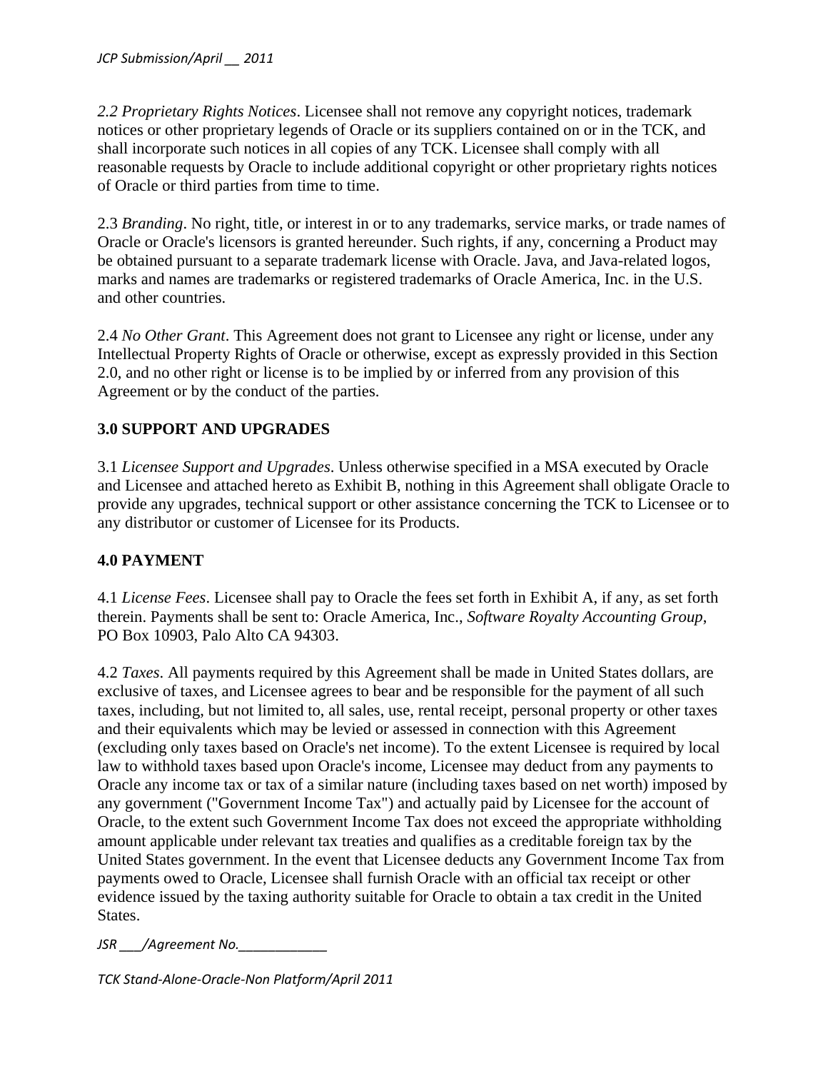*2.2 Proprietary Rights Notices*. Licensee shall not remove any copyright notices, trademark notices or other proprietary legends of Oracle or its suppliers contained on or in the TCK, and shall incorporate such notices in all copies of any TCK. Licensee shall comply with all reasonable requests by Oracle to include additional copyright or other proprietary rights notices of Oracle or third parties from time to time.

2.3 *Branding*. No right, title, or interest in or to any trademarks, service marks, or trade names of Oracle or Oracle's licensors is granted hereunder. Such rights, if any, concerning a Product may be obtained pursuant to a separate trademark license with Oracle. Java, and Java-related logos, marks and names are trademarks or registered trademarks of Oracle America, Inc. in the U.S. and other countries.

2.4 *No Other Grant*. This Agreement does not grant to Licensee any right or license, under any Intellectual Property Rights of Oracle or otherwise, except as expressly provided in this Section 2.0, and no other right or license is to be implied by or inferred from any provision of this Agreement or by the conduct of the parties.

**3.0 SUPPORT AND UPGRADES**

3.1 *Licensee Support and Upgrades*. Unless otherwise specified in a MSA executed by Oracle and Licensee and attached hereto as Exhibit B, nothing in this Agreement shall obligate Oracle to provide any upgrades, technical support or other assistance concerning the TCK to Licensee or to any distributor or customer of Licensee for its Products.

**4.0 PAYMENT**

4.1 *License Fees*. Licensee shall pay to Oracle the fees set forth in Exhibit A, if any, as set forth therein. Payments shall be sent to: Oracle America, Inc., *Software Royalty Accounting Group*, PO Box 10903, Palo Alto CA 94303.

4.2 *Taxes*. All payments required by this Agreement shall be made in United States dollars, are exclusive of taxes, and Licensee agrees to bear and be responsible for the payment of all such taxes, including, but not limited to, all sales, use, rental receipt, personal property or other taxes and their equivalents which may be levied or assessed in connection with this Agreement (excluding only taxes based on Oracle's net income). To the extent Licensee is required by local law to withhold taxes based upon Oracle's income, Licensee may deduct from any payments to Oracle any income tax or tax of a similar nature (including taxes based on net worth) imposed by any government ("Government Income Tax") and actually paid by Licensee for the account of Oracle, to the extent such Government Income Tax does not exceed the appropriate withholding amount applicable under relevant tax treaties and qualifies as a creditable foreign tax by the United States government. In the event that Licensee deducts any Government Income Tax from payments owed to Oracle, Licensee shall furnish Oracle with an official tax receipt or other evidence issued by the taxing authority suitable for Oracle to obtain a tax credit in the United States.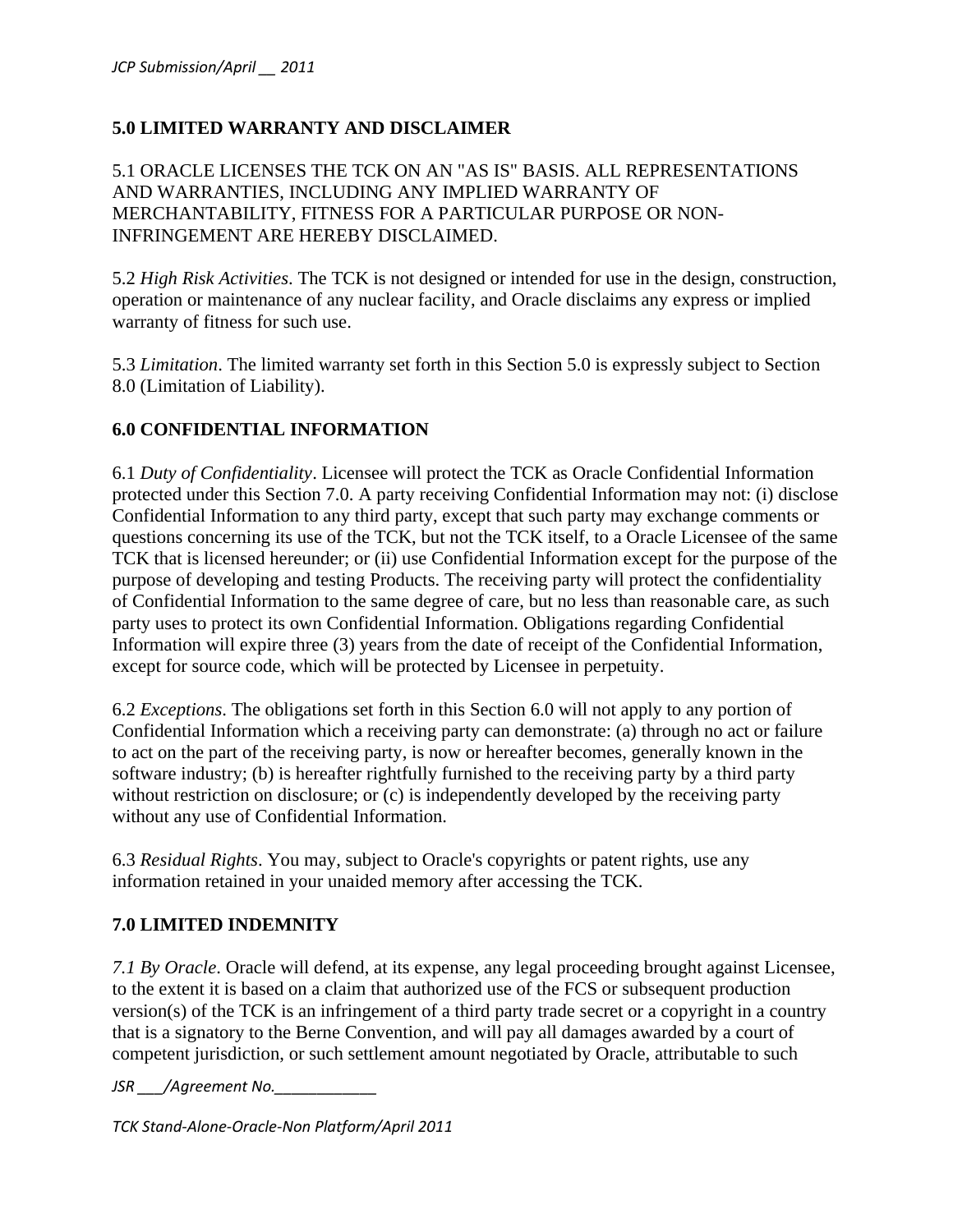## 5.0 LIMITED WARRANTY AND DISCLAIMER

5.1 ORACLE LICENSES THE TCK ON AN "AS IS" BASIS. ALL REPRESENTATIONS AND WARRANTIES, INCLUDING ANY IMPLIED WARRANTY OF MERCHANTABILITY, FITNESS FOR A PARTICULAR PURPOSE OR NON-INFRINGEMENT ARE HEREBY DISCLAIMED.

5.2 *High Risk Activities*. The TCK is not designed or intended for use in the design, construction, operation or maintenance of any nuclear facility, and Oracle disclaims any express or implied warranty of fitness for such use.

5.3 *Limitation*. The limited warranty set forth in this Section 5.0 is expressly subject to Section 8.0 (Limitation of Liability).

## 6.0 CONFIDENTIAL INFORMATION

6.1 *Duty of Confidentiality*. Licensee will protect the TCK as Oracle Confidential Information protected under this Section 7.0. A party receiving Confidential Information may not: (i) disclose Confidential Information to any third party, except that such party may exchange comments or questions concerning its use of the TCK, but not the TCK itself, to a Oracle Licensee of the same TCK that is licensed hereunder; or (ii) use Confidential Information except for the purpose of the purpose of developing and testing Products. The receiving party will protect the confidentiality of Confidential Information to the same degree of care, but no less than reasonable care, as such party uses to protect its own Confidential Information. Obligations regarding Confidential Information will expire three (3) years from the date of receipt of the Confidential Information, except for source code, which will be protected by Licensee in perpetuity.

6.2 *Exceptions*. The obligations set forth in this Section 6.0 will not apply to any portion of Confidential Information which a receiving party can demonstrate: (a) through no act or failure to act on the part of the receiving party, is now or hereafter becomes, generally known in the software industry; (b) is hereafter rightfully furnished to the receiving party by a third party without restriction on disclosure; or (c) is independently developed by the receiving party without any use of Confidential Information.

6.3 *Residual Rights*. You may, subject to Oracle's copyrights or patent rights, use any information retained in your unaided memory after accessing the TCK.

## 7.0 LIMITED INDEMNITY

*7.1 By Oracle*. Oracle will defend, at its expense, any legal proceeding brought against Licensee, to the extent it is based on a claim that authorized use of the FCS or subsequent production version(s) of the TCK is an infringement of a third party trade secret or a copyright in a country that is a signatory to the Berne Convention, and will pay all damages awarded by a court of competent jurisdiction, or such settlement amount negotiated by Oracle, attributable to such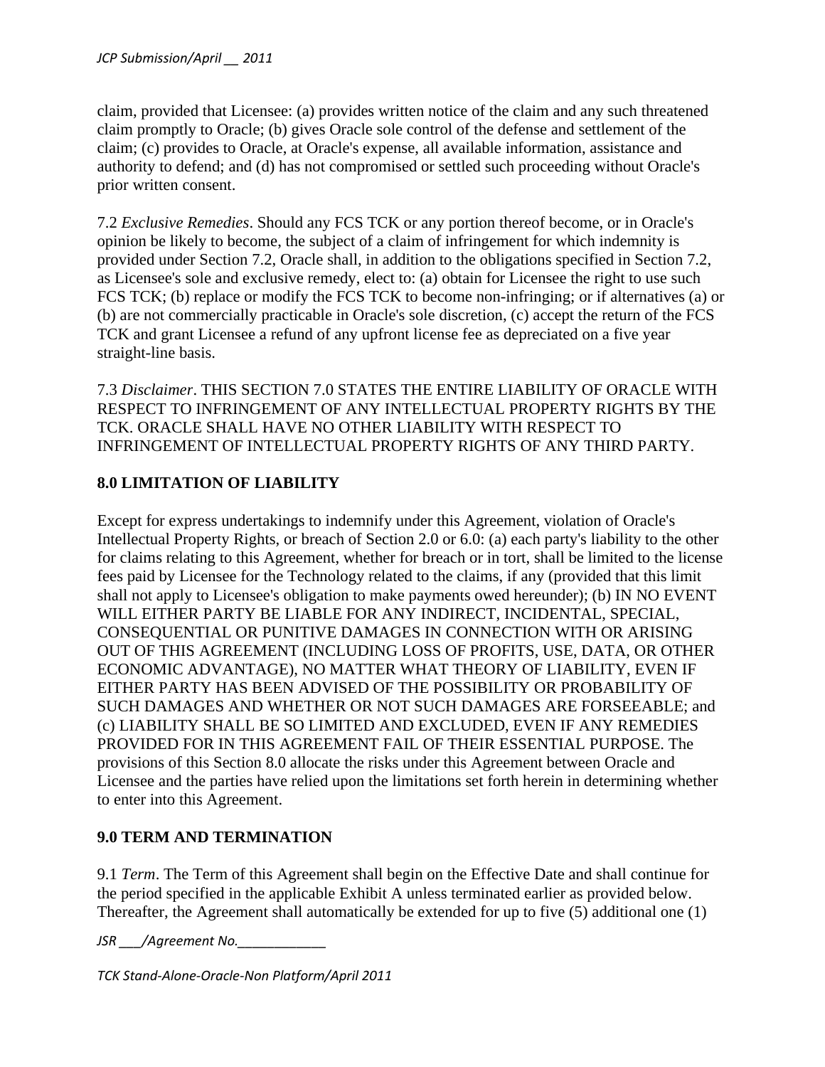claim, provided that Licensee: (a) provides written notice of the claim and any such threatened claim promptly to Oracle; (b) gives Oracle sole control of the defense and settlement of the claim; (c) provides to Oracle, at Oracle's expense, all available information, assistance and authority to defend; and (d) has not compromised or settled such proceeding without Oracle's prior written consent.

7.2 *Exclusive Remedies*. Should any FCS TCK or any portion thereof become, or in Oracle's opinion be likely to become, the subject of a claim of infringement for which indemnity is provided under Section 7.2, Oracle shall, in addition to the obligations specified in Section 7.2, as Licensee's sole and exclusive remedy, elect to: (a) obtain for Licensee the right to use such FCS TCK; (b) replace or modify the FCS TCK to become non-infringing; or if alternatives (a) or (b) are not commercially practicable in Oracle's sole discretion, (c) accept the return of the FCS TCK and grant Licensee a refund of any upfront license fee as depreciated on a five year straight-line basis.

7.3 *Disclaimer*. THIS SECTION 7.0 STATES THE ENTIRE LIABILITY OF ORACLE WITH RESPECT TO INFRINGEMENT OF ANY INTELLECTUAL PROPERTY RIGHTS BY THE TCK. ORACLE SHALL HAVE NO OTHER LIABILITY WITH RESPECT TO INFRINGEMENT OF INTELLECTUAL PROPERTY RIGHTS OF ANY THIRD PARTY.

## 8.0 LIMITATION OF LIABILITY

Except for express undertakings to indemnify under this Agreement, violation of Oracle's Intellectual Property Rights, or breach of Section 2.0 or 6.0: (a) each party's liability to the other for claims relating to this Agreement, whether for breach or in tort, shall be limited to the license fees paid by Licensee for the Technology related to the claims, if any (provided that this limit shall not apply to Licensee's obligation to make payments owed hereunder); (b) IN NO EVENT WILL EITHER PARTY BE LIABLE FOR ANY INDIRECT, INCIDENTAL, SPECIAL, CONSEQUENTIAL OR PUNITIVE DAMAGES IN CONNECTION WITH OR ARISING OUT OF THIS AGREEMENT (INCLUDING LOSS OF PROFITS, USE, DATA, OR OTHER ECONOMIC ADVANTAGE), NO MATTER WHAT THEORY OF LIABILITY, EVEN IF EITHER PARTY HAS BEEN ADVISED OF THE POSSIBILITY OR PROBABILITY OF SUCH DAMAGES AND WHETHER OR NOT SUCH DAMAGES ARE FORSEEABLE; and (c) LIABILITY SHALL BE SO LIMITED AND EXCLUDED, EVEN IF ANY REMEDIES PROVIDED FOR IN THIS AGREEMENT FAIL OF THEIR ESSENTIAL PURPOSE. The provisions of this Section 8.0 allocate the risks under this Agreement between Oracle and Licensee and the parties have relied upon the limitations set forth herein in determining whether to enter into this Agreement.

## 9.0 TERM AND TERMINATION

9.1 *Term*. The Term of this Agreement shall begin on the Effective Date and shall continue for the period specified in the applicable Exhibit A unless terminated earlier as provided below. Thereafter, the Agreement shall automatically be extended for up to five (5) additional one (1)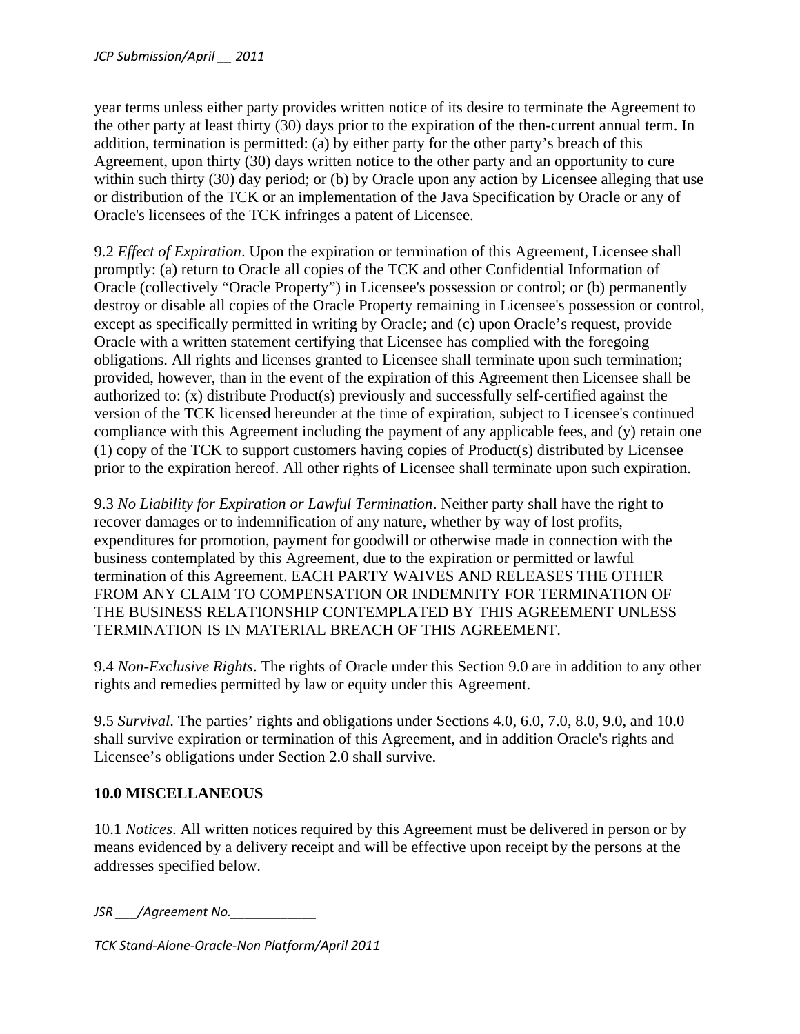year terms unless either party provides written notice of its desire to terminate the Agreement to the other party at least thirty (30) days prior to the expiration of the then-current annual term. In addition, termination is permitted: (a) by either party for the other party's breach of this Agreement, upon thirty (30) days written notice to the other party and an opportunity to cure within such thirty (30) day period; or (b) by Oracle upon any action by Licensee alleging that use or distribution of the TCK or an implementation of the Java Specification by Oracle or any of Oracle's licensees of the TCK infringes a patent of Licensee.

9.2 *Effect of Expiration*. Upon the expiration or termination of this Agreement, Licensee shall promptly: (a) return to Oracle all copies of the TCK and other Confidential Information of Oracle (collectively "Oracle Property") in Licensee's possession or control; or (b) permanently destroy or disable all copies of the Oracle Property remaining in Licensee's possession or control, except as specifically permitted in writing by Oracle; and (c) upon Oracle's request, provide Oracle with a written statement certifying that Licensee has complied with the foregoing obligations. All rights and licenses granted to Licensee shall terminate upon such termination; provided, however, than in the event of the expiration of this Agreement then Licensee shall be authorized to: (x) distribute Product(s) previously and successfully self-certified against the version of the TCK licensed hereunder at the time of expiration, subject to Licensee's continued compliance with this Agreement including the payment of any applicable fees, and (y) retain one (1) copy of the TCK to support customers having copies of Product(s) distributed by Licensee prior to the expiration hereof. All other rights of Licensee shall terminate upon such expiration.

9.3 *No Liability for Expiration or Lawful Termination*. Neither party shall have the right to recover damages or to indemnification of any nature, whether by way of lost profits, expenditures for promotion, payment for goodwill or otherwise made in connection with the business contemplated by this Agreement, due to the expiration or permitted or lawful termination of this Agreement. EACH PARTY WAIVES AND RELEASES THE OTHER FROM ANY CLAIM TO COMPENSATION OR INDEMNITY FOR TERMINATION OF THE BUSINESS RELATIONSHIP CONTEMPLATED BY THIS AGREEMENT UNLESS TERMINATION IS IN MATERIAL BREACH OF THIS AGREEMENT.

9.4 *Non-Exclusive Rights*. The rights of Oracle under this Section 9.0 are in addition to any other rights and remedies permitted by law or equity under this Agreement.

9.5 *Survival*. The parties' rights and obligations under Sections 4.0, 6.0, 7.0, 8.0, 9.0, and 10.0 shall survive expiration or termination of this Agreement, and in addition Oracle's rights and Licensee's obligations under Section 2.0 shall survive.

## 10.0 MISCELLANEOUS

10.1 *Notices*. All written notices required by this Agreement must be delivered in person or by means evidenced by a delivery receipt and will be effective upon receipt by the persons at the addresses specified below.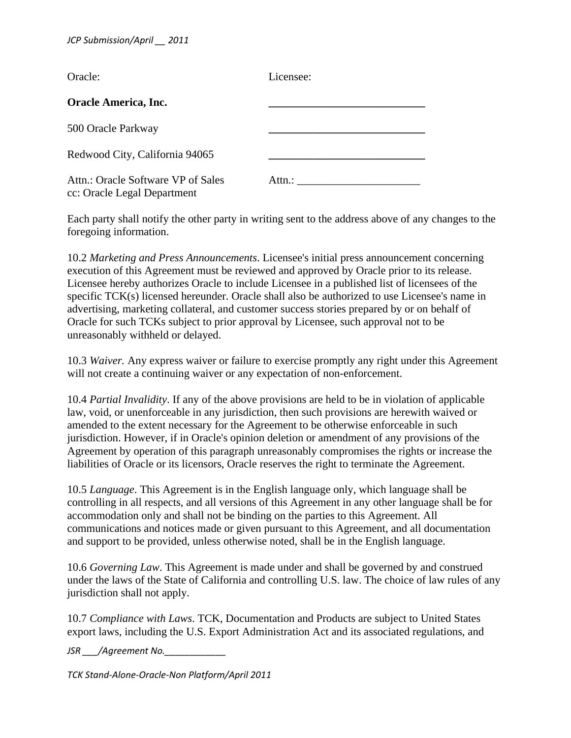| Oracle: | Licensee: |
| --- | --- |
| **Oracle America, Inc.** | ______________________________ |
| 500 Oracle Parkway | ______________________________ |
| Redwood City, California 94065 | ______________________________ |
| Attn.: Oracle Software VP of Sales<br>cc: Oracle Legal Department | Attn.: _______________________ |

Each party shall notify the other party in writing sent to the address above of any changes to the foregoing information.

10.2 *Marketing and Press Announcements*. Licensee's initial press announcement concerning execution of this Agreement must be reviewed and approved by Oracle prior to its release. Licensee hereby authorizes Oracle to include Licensee in a published list of licensees of the specific TCK(s) licensed hereunder. Oracle shall also be authorized to use Licensee's name in advertising, marketing collateral, and customer success stories prepared by or on behalf of Oracle for such TCKs subject to prior approval by Licensee, such approval not to be unreasonably withheld or delayed.

10.3 *Waiver.* Any express waiver or failure to exercise promptly any right under this Agreement will not create a continuing waiver or any expectation of non-enforcement.

10.4 *Partial Invalidity*. If any of the above provisions are held to be in violation of applicable law, void, or unenforceable in any jurisdiction, then such provisions are herewith waived or amended to the extent necessary for the Agreement to be otherwise enforceable in such jurisdiction. However, if in Oracle's opinion deletion or amendment of any provisions of the Agreement by operation of this paragraph unreasonably compromises the rights or increase the liabilities of Oracle or its licensors, Oracle reserves the right to terminate the Agreement.

10.5 *Language*. This Agreement is in the English language only, which language shall be controlling in all respects, and all versions of this Agreement in any other language shall be for accommodation only and shall not be binding on the parties to this Agreement. All communications and notices made or given pursuant to this Agreement, and all documentation and support to be provided, unless otherwise noted, shall be in the English language.

10.6 *Governing Law*. This Agreement is made under and shall be governed by and construed under the laws of the State of California and controlling U.S. law. The choice of law rules of any jurisdiction shall not apply.

10.7 *Compliance with Laws*. TCK, Documentation and Products are subject to United States export laws, including the U.S. Export Administration Act and its associated regulations, and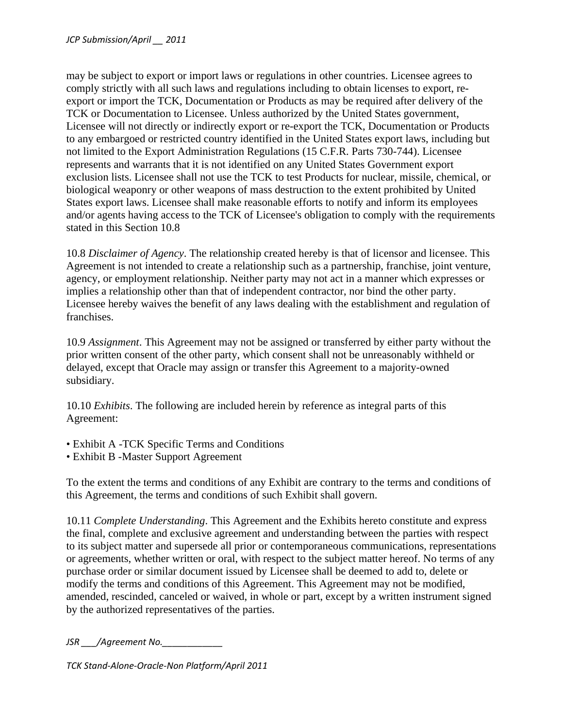may be subject to export or import laws or regulations in other countries. Licensee agrees to comply strictly with all such laws and regulations including to obtain licenses to export, re-export or import the TCK, Documentation or Products as may be required after delivery of the TCK or Documentation to Licensee. Unless authorized by the United States government, Licensee will not directly or indirectly export or re-export the TCK, Documentation or Products to any embargoed or restricted country identified in the United States export laws, including but not limited to the Export Administration Regulations (15 C.F.R. Parts 730-744). Licensee represents and warrants that it is not identified on any United States Government export exclusion lists. Licensee shall not use the TCK to test Products for nuclear, missile, chemical, or biological weaponry or other weapons of mass destruction to the extent prohibited by United States export laws. Licensee shall make reasonable efforts to notify and inform its employees and/or agents having access to the TCK of Licensee's obligation to comply with the requirements stated in this Section 10.8

10.8 *Disclaimer of Agency*. The relationship created hereby is that of licensor and licensee. This Agreement is not intended to create a relationship such as a partnership, franchise, joint venture, agency, or employment relationship. Neither party may not act in a manner which expresses or implies a relationship other than that of independent contractor, nor bind the other party. Licensee hereby waives the benefit of any laws dealing with the establishment and regulation of franchises.

10.9 *Assignment*. This Agreement may not be assigned or transferred by either party without the prior written consent of the other party, which consent shall not be unreasonably withheld or delayed, except that Oracle may assign or transfer this Agreement to a majority-owned subsidiary.

10.10 *Exhibits*. The following are included herein by reference as integral parts of this Agreement:

- Exhibit A -TCK Specific Terms and Conditions
- Exhibit B -Master Support Agreement

To the extent the terms and conditions of any Exhibit are contrary to the terms and conditions of this Agreement, the terms and conditions of such Exhibit shall govern.

10.11 *Complete Understanding*. This Agreement and the Exhibits hereto constitute and express the final, complete and exclusive agreement and understanding between the parties with respect to its subject matter and supersede all prior or contemporaneous communications, representations or agreements, whether written or oral, with respect to the subject matter hereof. No terms of any purchase order or similar document issued by Licensee shall be deemed to add to, delete or modify the terms and conditions of this Agreement. This Agreement may not be modified, amended, rescinded, canceled or waived, in whole or part, except by a written instrument signed by the authorized representatives of the parties.

*JSR \_\_\_/Agreement No.\_\_\_\_\_\_\_\_\_\_\_\_*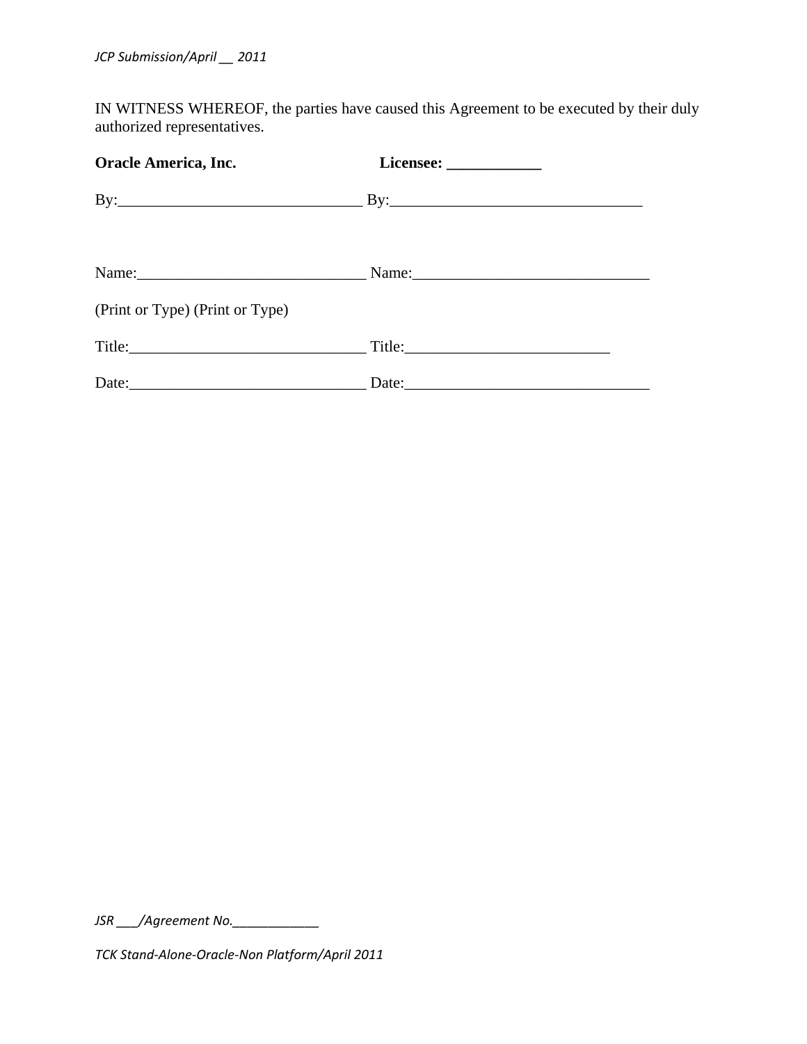IN WITNESS WHEREOF, the parties have caused this Agreement to be executed by their duly authorized representatives.

**Oracle America, Inc.** **Licensee: ____________**

By:_______________________________ By:________________________________

Name:_____________________________ Name:______________________________

(Print or Type) (Print or Type)

Title:______________________________ Title:__________________________

Date:______________________________ Date:_______________________________

*JSR ___/Agreement No.____________*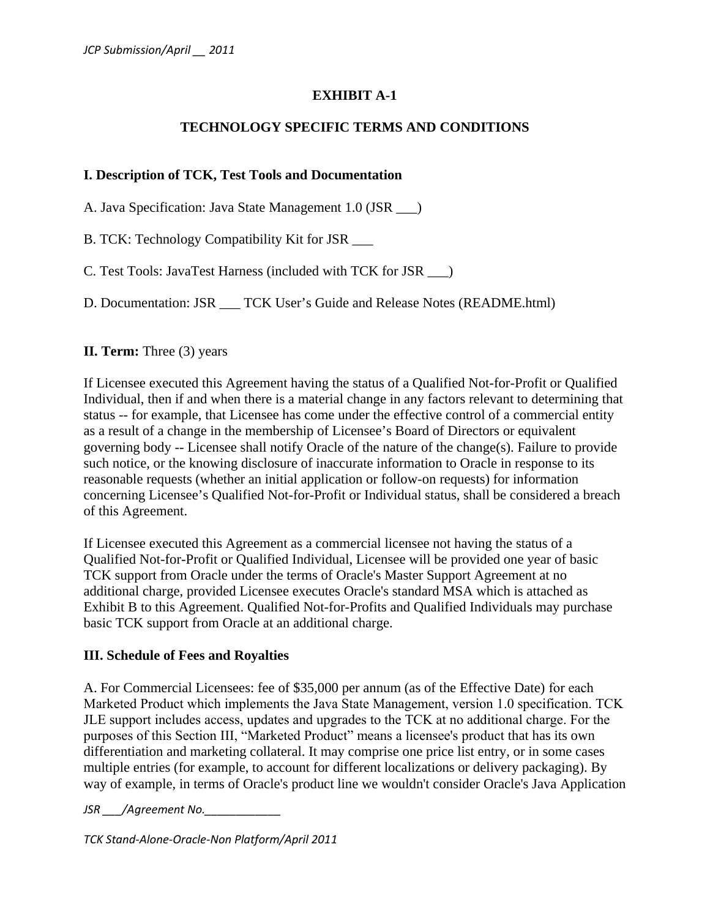**EXHIBIT A-1**

**TECHNOLOGY SPECIFIC TERMS AND CONDITIONS**

**I. Description of TCK, Test Tools and Documentation**

A. Java Specification: Java State Management 1.0 (JSR ___)

B. TCK: Technology Compatibility Kit for JSR ___

C. Test Tools: JavaTest Harness (included with TCK for JSR ___)

D. Documentation: JSR ___ TCK User's Guide and Release Notes (README.html)

**II. Term:** Three (3) years

If Licensee executed this Agreement having the status of a Qualified Not-for-Profit or Qualified Individual, then if and when there is a material change in any factors relevant to determining that status -- for example, that Licensee has come under the effective control of a commercial entity as a result of a change in the membership of Licensee's Board of Directors or equivalent governing body -- Licensee shall notify Oracle of the nature of the change(s). Failure to provide such notice, or the knowing disclosure of inaccurate information to Oracle in response to its reasonable requests (whether an initial application or follow-on requests) for information concerning Licensee's Qualified Not-for-Profit or Individual status, shall be considered a breach of this Agreement.

If Licensee executed this Agreement as a commercial licensee not having the status of a Qualified Not-for-Profit or Qualified Individual, Licensee will be provided one year of basic TCK support from Oracle under the terms of Oracle's Master Support Agreement at no additional charge, provided Licensee executes Oracle's standard MSA which is attached as Exhibit B to this Agreement. Qualified Not-for-Profits and Qualified Individuals may purchase basic TCK support from Oracle at an additional charge.

**III. Schedule of Fees and Royalties**

A. For Commercial Licensees: fee of $35,000 per annum (as of the Effective Date) for each Marketed Product which implements the Java State Management, version 1.0 specification. TCK JLE support includes access, updates and upgrades to the TCK at no additional charge. For the purposes of this Section III, "Marketed Product" means a licensee's product that has its own differentiation and marketing collateral. It may comprise one price list entry, or in some cases multiple entries (for example, to account for different localizations or delivery packaging). By way of example, in terms of Oracle's product line we wouldn't consider Oracle's Java Application

JSR ___/Agreement No.____________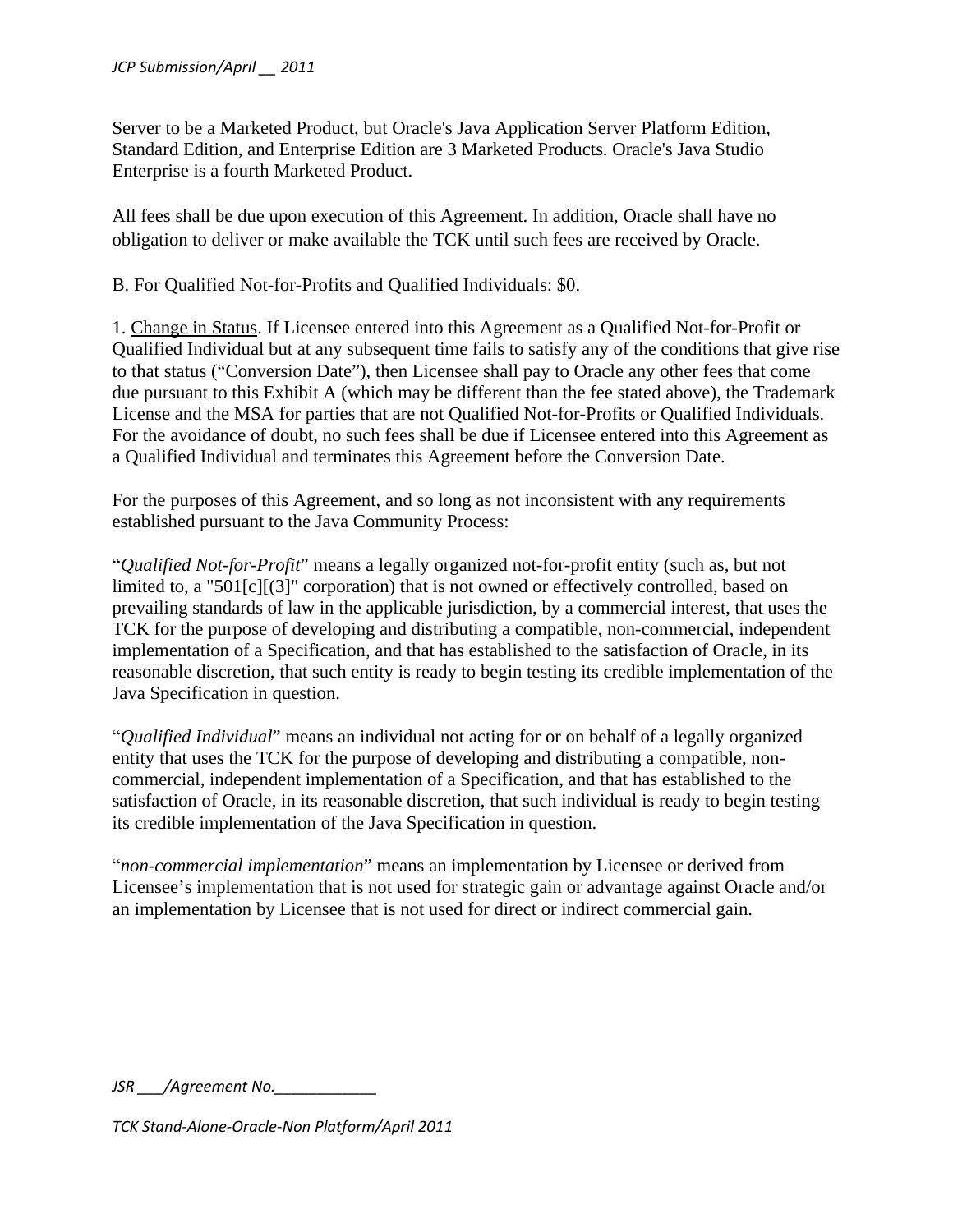Server to be a Marketed Product, but Oracle's Java Application Server Platform Edition, Standard Edition, and Enterprise Edition are 3 Marketed Products. Oracle's Java Studio Enterprise is a fourth Marketed Product.

All fees shall be due upon execution of this Agreement. In addition, Oracle shall have no obligation to deliver or make available the TCK until such fees are received by Oracle.

B. For Qualified Not-for-Profits and Qualified Individuals: $0.

1. Change in Status. If Licensee entered into this Agreement as a Qualified Not-for-Profit or Qualified Individual but at any subsequent time fails to satisfy any of the conditions that give rise to that status ("Conversion Date"), then Licensee shall pay to Oracle any other fees that come due pursuant to this Exhibit A (which may be different than the fee stated above), the Trademark License and the MSA for parties that are not Qualified Not-for-Profits or Qualified Individuals. For the avoidance of doubt, no such fees shall be due if Licensee entered into this Agreement as a Qualified Individual and terminates this Agreement before the Conversion Date.

For the purposes of this Agreement, and so long as not inconsistent with any requirements established pursuant to the Java Community Process:

"*Qualified Not-for-Profit*" means a legally organized not-for-profit entity (such as, but not limited to, a "501[c][(3]" corporation) that is not owned or effectively controlled, based on prevailing standards of law in the applicable jurisdiction, by a commercial interest, that uses the TCK for the purpose of developing and distributing a compatible, non-commercial, independent implementation of a Specification, and that has established to the satisfaction of Oracle, in its reasonable discretion, that such entity is ready to begin testing its credible implementation of the Java Specification in question.

"*Qualified Individual*" means an individual not acting for or on behalf of a legally organized entity that uses the TCK for the purpose of developing and distributing a compatible, non-commercial, independent implementation of a Specification, and that has established to the satisfaction of Oracle, in its reasonable discretion, that such individual is ready to begin testing its credible implementation of the Java Specification in question.

"*non-commercial implementation*" means an implementation by Licensee or derived from Licensee's implementation that is not used for strategic gain or advantage against Oracle and/or an implementation by Licensee that is not used for direct or indirect commercial gain.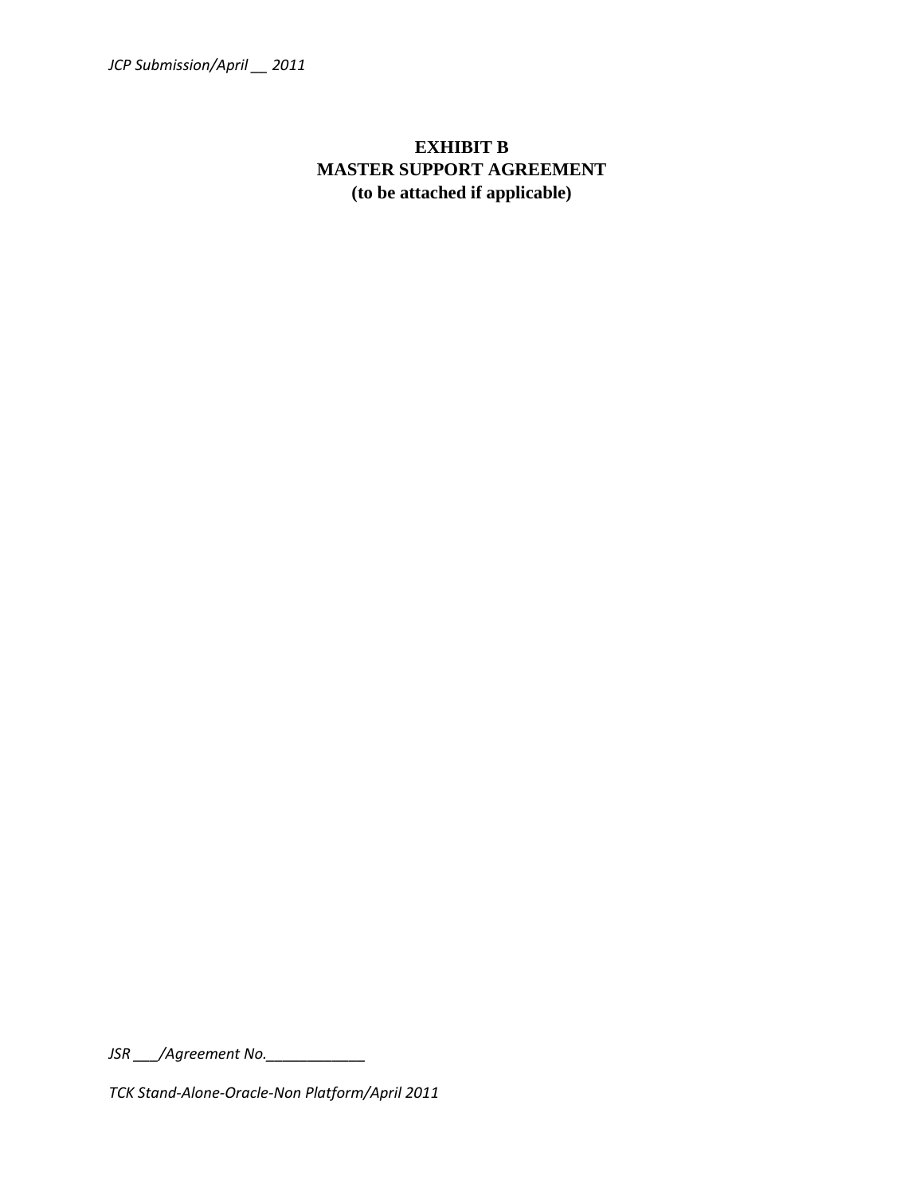# EXHIBIT B
# MASTER SUPPORT AGREEMENT
**(to be attached if applicable)**